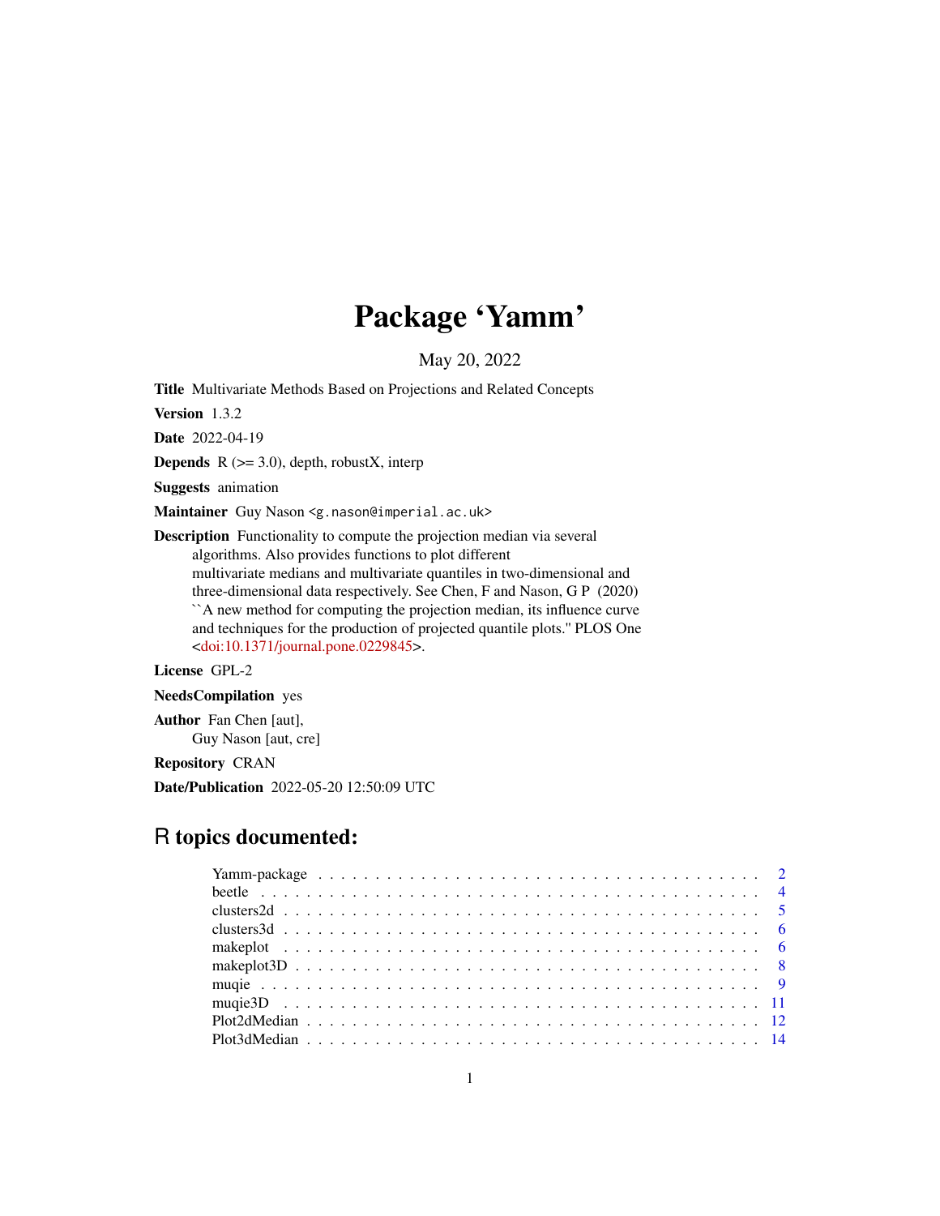# Package 'Yamm'

May 20, 2022

**Title** Multivariate Methods Based on Projections and Related Concepts

**Version** 1.3.2

**Date** 2022-04-19

**Depends** R (>= 3.0), depth, robustX, interp

**Suggests** animation

**Maintainer** Guy Nason <g.nason@imperial.ac.uk>

**Description** Functionality to compute the projection median via several algorithms. Also provides functions to plot different multivariate medians and multivariate quantiles in two-dimensional and three-dimensional data respectively. See Chen, F and Nason, G P (2020) ``A new method for computing the projection median, its influence curve and techniques for the production of projected quantile plots.'' PLOS One <doi:10.1371/journal.pone.0229845>.

**License** GPL-2

**NeedsCompilation** yes

**Author** Fan Chen [aut], Guy Nason [aut, cre]

**Repository** CRAN

**Date/Publication** 2022-05-20 12:50:09 UTC

## R topics documented:

| | |
|---|---|
| Yamm-package | 2 |
| beetle | 4 |
| clusters2d | 5 |
| clusters3d | 6 |
| makeplot | 6 |
| makeplot3D | 8 |
| muqie | 9 |
| muqie3D | 11 |
| Plot2dMedian | 12 |
| Plot3dMedian | 14 |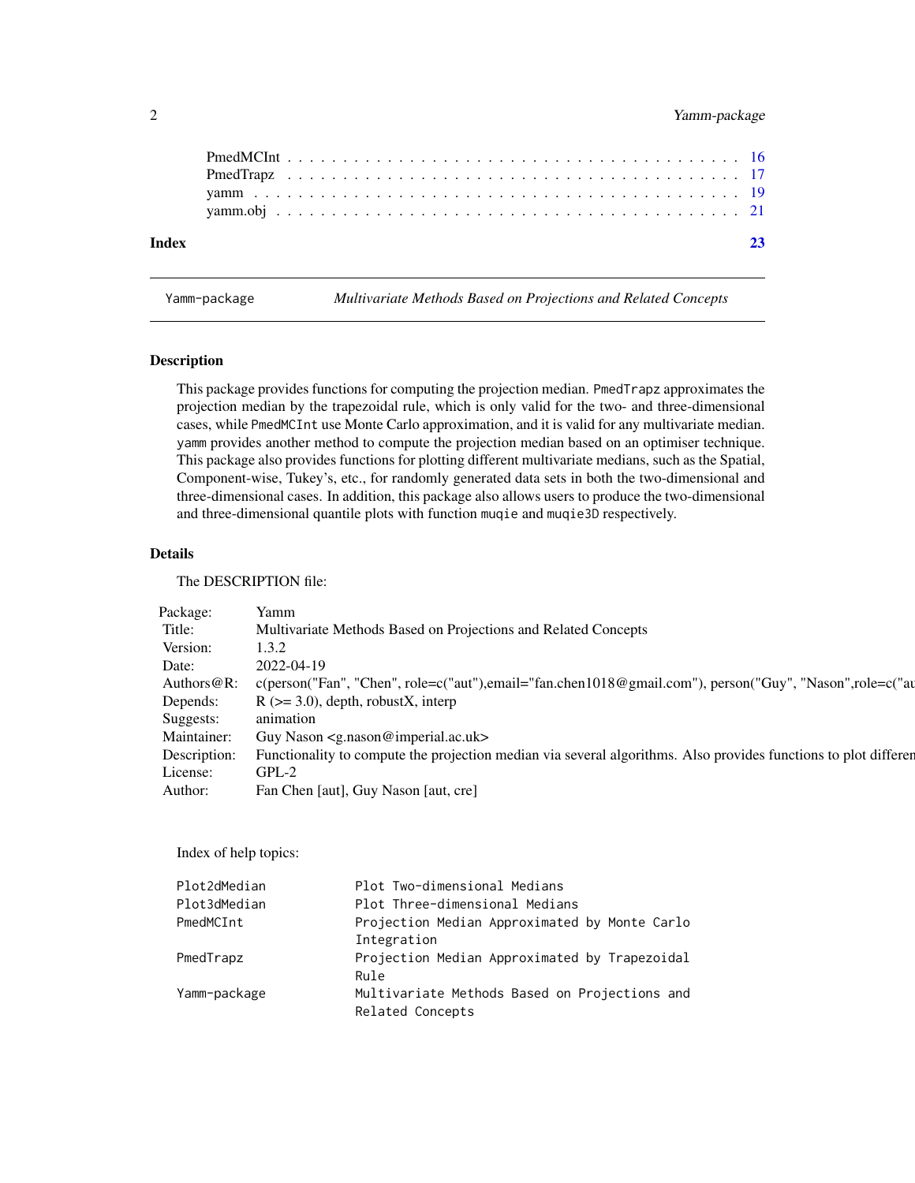PmedMCInt . . . . . . . . . . . . . . . . . . . . . . . . . . . . . . . . . . . . . . . 16
PmedTrapz . . . . . . . . . . . . . . . . . . . . . . . . . . . . . . . . . . . . . . . 17
yamm . . . . . . . . . . . . . . . . . . . . . . . . . . . . . . . . . . . . . . . . . . 19
yamm.obj . . . . . . . . . . . . . . . . . . . . . . . . . . . . . . . . . . . . . . . 21

**Index** **23**

---

Yamm-package *Multivariate Methods Based on Projections and Related Concepts*

---

### Description

This package provides functions for computing the projection median. `PmedTrapz` approximates the projection median by the trapezoidal rule, which is only valid for the two- and three-dimensional cases, while `PmedMCInt` use Monte Carlo approximation, and it is valid for any multivariate median. `yamm` provides another method to compute the projection median based on an optimiser technique. This package also provides functions for plotting different multivariate medians, such as the Spatial, Component-wise, Tukey's, etc., for randomly generated data sets in both the two-dimensional and three-dimensional cases. In addition, this package also allows users to produce the two-dimensional and three-dimensional quantile plots with function `muqie` and `muqie3D` respectively.

### Details

The DESCRIPTION file:

| | |
|---|---|
| Package: | Yamm |
| Title: | Multivariate Methods Based on Projections and Related Concepts |
| Version: | 1.3.2 |
| Date: | 2022-04-19 |
| Authors@R: | c(person("Fan", "Chen", role=c("aut"),email="fan.chen1018@gmail.com"), person("Guy", "Nason",role=c("au |
| Depends: | R (>= 3.0), depth, robustX, interp |
| Suggests: | animation |
| Maintainer: | Guy Nason <g.nason@imperial.ac.uk> |
| Description: | Functionality to compute the projection median via several algorithms. Also provides functions to plot differen |
| License: | GPL-2 |
| Author: | Fan Chen [aut], Guy Nason [aut, cre] |

Index of help topics:

```
Plot2dMedian            Plot Two-dimensional Medians
Plot3dMedian            Plot Three-dimensional Medians
PmedMCInt               Projection Median Approximated by Monte Carlo
                        Integration
PmedTrapz               Projection Median Approximated by Trapezoidal
                        Rule
Yamm-package            Multivariate Methods Based on Projections and
                        Related Concepts
```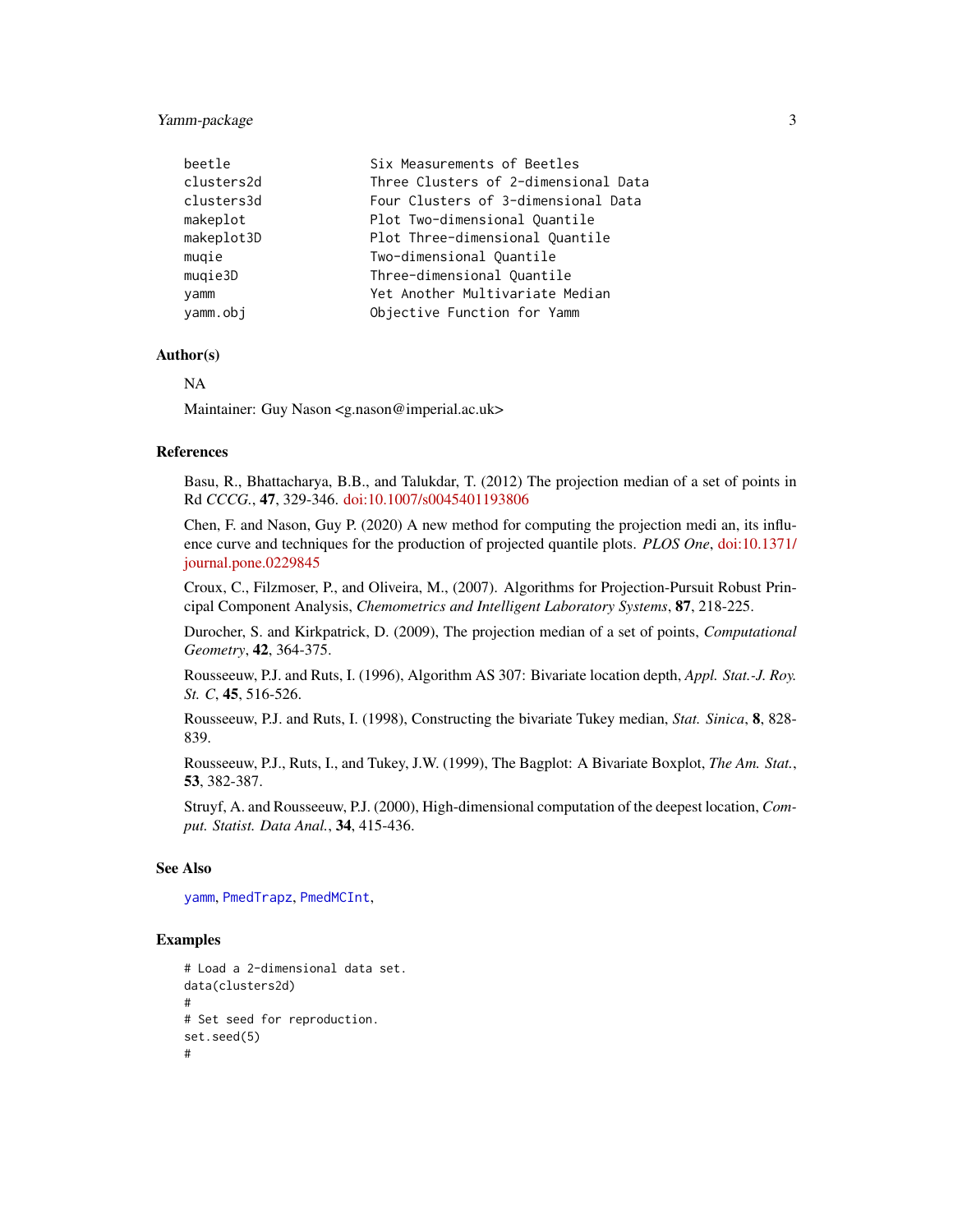```
beetle          Six Measurements of Beetles
clusters2d      Three Clusters of 2-dimensional Data
clusters3d      Four Clusters of 3-dimensional Data
makeplot        Plot Two-dimensional Quantile
makeplot3D      Plot Three-dimensional Quantile
muqie           Two-dimensional Quantile
muqie3D         Three-dimensional Quantile
yamm            Yet Another Multivariate Median
yamm.obj        Objective Function for Yamm
```

## Author(s)

NA

Maintainer: Guy Nason <g.nason@imperial.ac.uk>

## References

Basu, R., Bhattacharya, B.B., and Talukdar, T. (2012) The projection median of a set of points in Rd *CCCG.*, **47**, 329-346. doi:10.1007/s0045401193806

Chen, F. and Nason, Guy P. (2020) A new method for computing the projection medi an, its influence curve and techniques for the production of projected quantile plots. *PLOS One*, doi:10.1371/journal.pone.0229845

Croux, C., Filzmoser, P., and Oliveira, M., (2007). Algorithms for Projection-Pursuit Robust Principal Component Analysis, *Chemometrics and Intelligent Laboratory Systems*, **87**, 218-225.

Durocher, S. and Kirkpatrick, D. (2009), The projection median of a set of points, *Computational Geometry*, **42**, 364-375.

Rousseeuw, P.J. and Ruts, I. (1996), Algorithm AS 307: Bivariate location depth, *Appl. Stat.-J. Roy. St. C*, **45**, 516-526.

Rousseeuw, P.J. and Ruts, I. (1998), Constructing the bivariate Tukey median, *Stat. Sinica*, **8**, 828-839.

Rousseeuw, P.J., Ruts, I., and Tukey, J.W. (1999), The Bagplot: A Bivariate Boxplot, *The Am. Stat.*, **53**, 382-387.

Struyf, A. and Rousseeuw, P.J. (2000), High-dimensional computation of the deepest location, *Comput. Statist. Data Anal.*, **34**, 415-436.

## See Also

yamm, PmedTrapz, PmedMCInt,

## Examples

```
# Load a 2-dimensional data set.
data(clusters2d)
#
# Set seed for reproduction.
set.seed(5)
#
```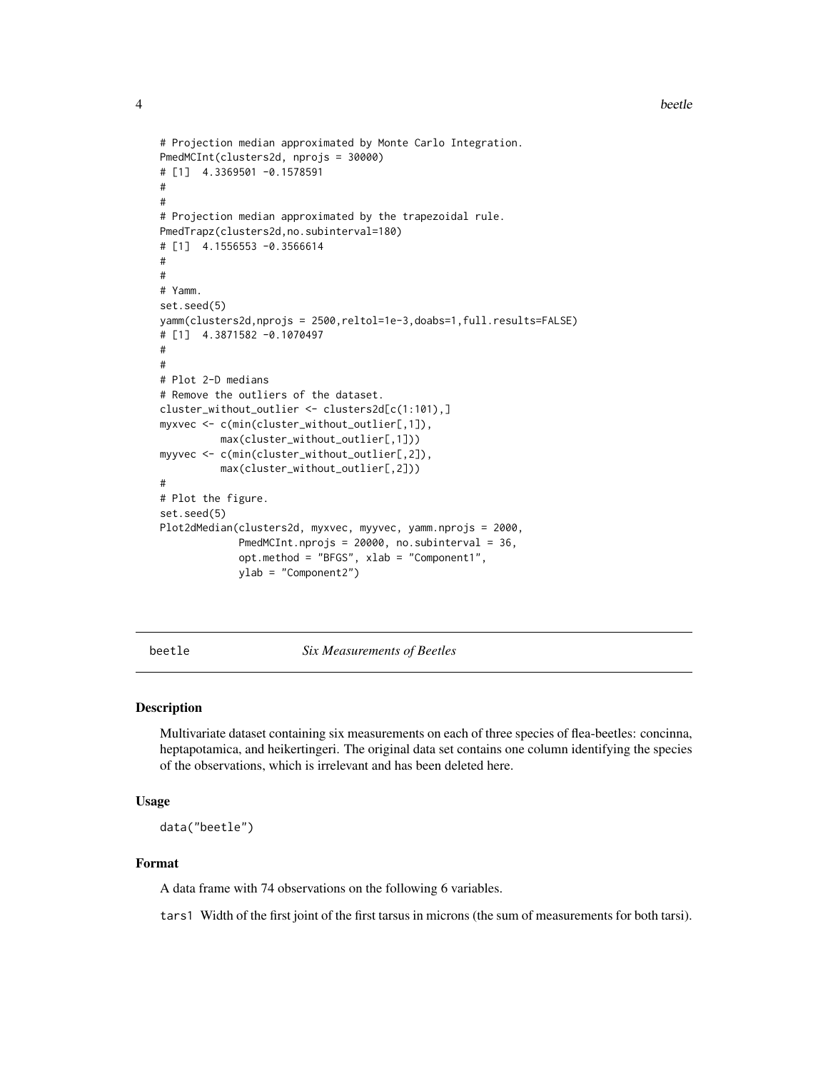```
# Projection median approximated by Monte Carlo Integration.
PmedMCInt(clusters2d, nprojs = 30000)
# [1]  4.3369501 -0.1578591
#
#
# Projection median approximated by the trapezoidal rule.
PmedTrapz(clusters2d,no.subinterval=180)
# [1]  4.1556553 -0.3566614
#
#
# Yamm.
set.seed(5)
yamm(clusters2d,nprojs = 2500,reltol=1e-3,doabs=1,full.results=FALSE)
# [1]  4.3871582 -0.1070497
#
#
# Plot 2-D medians
# Remove the outliers of the dataset.
cluster_without_outlier <- clusters2d[c(1:101),]
myxvec <- c(min(cluster_without_outlier[,1]),
          max(cluster_without_outlier[,1]))
myyvec <- c(min(cluster_without_outlier[,2]),
          max(cluster_without_outlier[,2]))
#
# Plot the figure.
set.seed(5)
Plot2dMedian(clusters2d, myxvec, myyvec, yamm.nprojs = 2000,
             PmedMCInt.nprojs = 20000, no.subinterval = 36,
             opt.method = "BFGS", xlab = "Component1",
             ylab = "Component2")
```

## beetle — *Six Measurements of Beetles*

### Description

Multivariate dataset containing six measurements on each of three species of flea-beetles: concinna, heptapotamica, and heikertingeri. The original data set contains one column identifying the species of the observations, which is irrelevant and has been deleted here.

### Usage

```
data("beetle")
```

### Format

A data frame with 74 observations on the following 6 variables.

`tars1` Width of the first joint of the first tarsus in microns (the sum of measurements for both tarsi).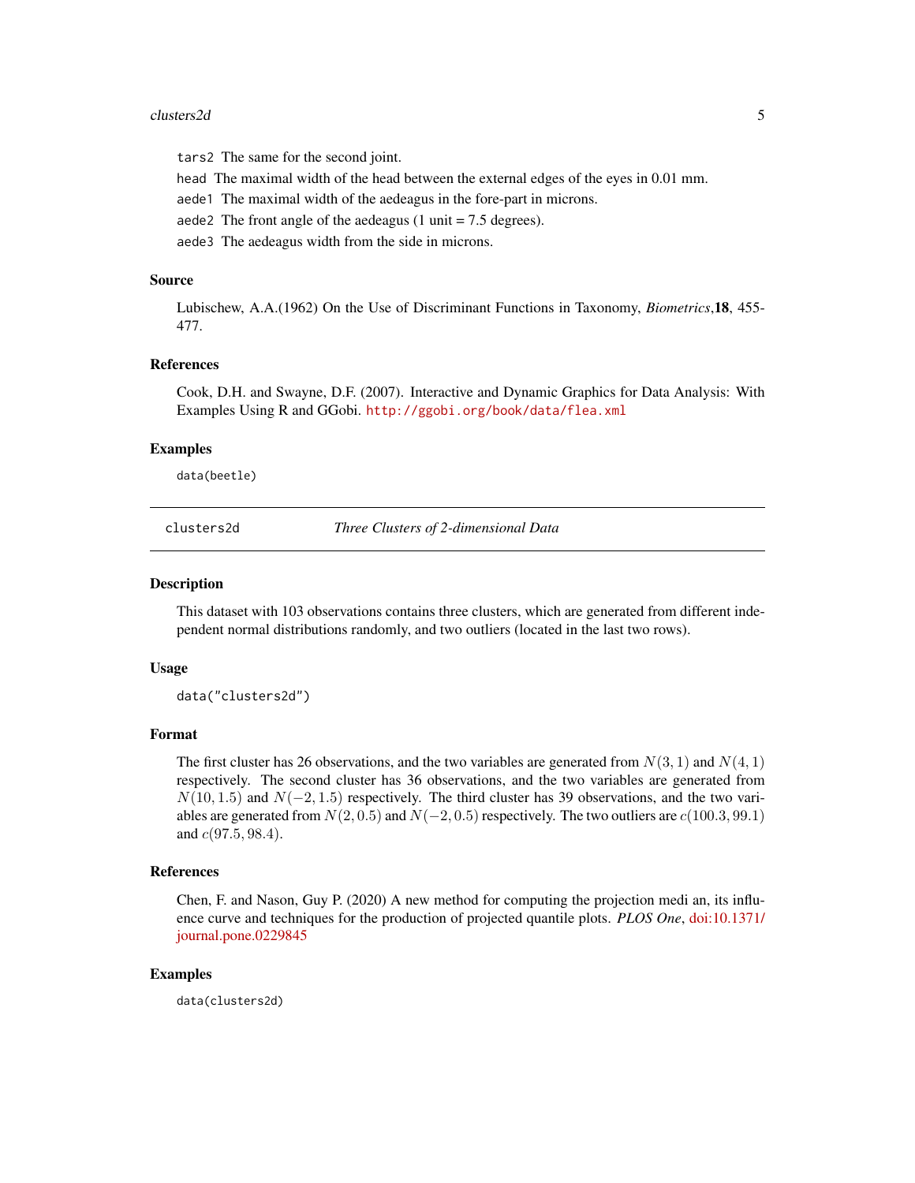tars2 The same for the second joint.

head The maximal width of the head between the external edges of the eyes in 0.01 mm.

aede1 The maximal width of the aedeagus in the fore-part in microns.

aede2 The front angle of the aedeagus (1 unit = 7.5 degrees).

aede3 The aedeagus width from the side in microns.

### Source

Lubischew, A.A.(1962) On the Use of Discriminant Functions in Taxonomy, *Biometrics*,**18**, 455-477.

### References

Cook, D.H. and Swayne, D.F. (2007). Interactive and Dynamic Graphics for Data Analysis: With Examples Using R and GGobi. http://ggobi.org/book/data/flea.xml

### Examples

```
data(beetle)
```

---

## clusters2d *Three Clusters of 2-dimensional Data*

### Description

This dataset with 103 observations contains three clusters, which are generated from different independent normal distributions randomly, and two outliers (located in the last two rows).

### Usage

```
data("clusters2d")
```

### Format

The first cluster has 26 observations, and the two variables are generated from $N(3, 1)$ and $N(4, 1)$ respectively. The second cluster has 36 observations, and the two variables are generated from $N(10, 1.5)$ and $N(-2, 1.5)$ respectively. The third cluster has 39 observations, and the two variables are generated from $N(2, 0.5)$ and $N(-2, 0.5)$ respectively. The two outliers are $c(100.3, 99.1)$ and $c(97.5, 98.4)$.

### References

Chen, F. and Nason, Guy P. (2020) A new method for computing the projection medi an, its influence curve and techniques for the production of projected quantile plots. *PLOS One*, doi:10.1371/journal.pone.0229845

### Examples

```
data(clusters2d)
```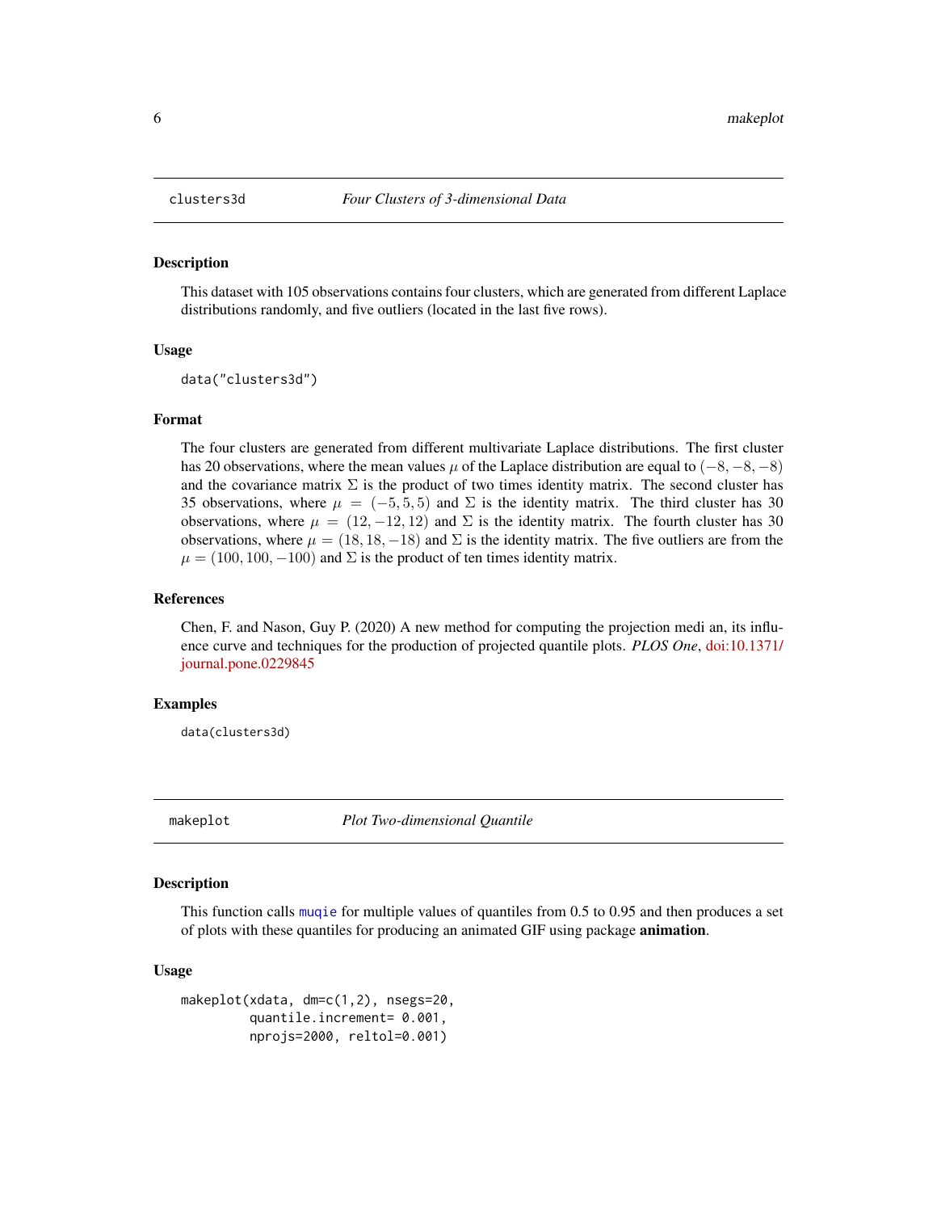## clusters3d — *Four Clusters of 3-dimensional Data*

### Description

This dataset with 105 observations contains four clusters, which are generated from different Laplace distributions randomly, and five outliers (located in the last five rows).

### Usage

```
data("clusters3d")
```

### Format

The four clusters are generated from different multivariate Laplace distributions. The first cluster has 20 observations, where the mean values $\mu$ of the Laplace distribution are equal to $(-8, -8, -8)$ and the covariance matrix $\Sigma$ is the product of two times identity matrix. The second cluster has 35 observations, where $\mu = (-5, 5, 5)$ and $\Sigma$ is the identity matrix. The third cluster has 30 observations, where $\mu = (12, -12, 12)$ and $\Sigma$ is the identity matrix. The fourth cluster has 30 observations, where $\mu = (18, 18, -18)$ and $\Sigma$ is the identity matrix. The five outliers are from the $\mu = (100, 100, -100)$ and $\Sigma$ is the product of ten times identity matrix.

### References

Chen, F. and Nason, Guy P. (2020) A new method for computing the projection medi an, its influence curve and techniques for the production of projected quantile plots. *PLOS One*, doi:10.1371/journal.pone.0229845

### Examples

```
data(clusters3d)
```

## makeplot — *Plot Two-dimensional Quantile*

### Description

This function calls muqie for multiple values of quantiles from 0.5 to 0.95 and then produces a set of plots with these quantiles for producing an animated GIF using package **animation**.

### Usage

```
makeplot(xdata, dm=c(1,2), nsegs=20,
         quantile.increment= 0.001,
         nprojs=2000, reltol=0.001)
```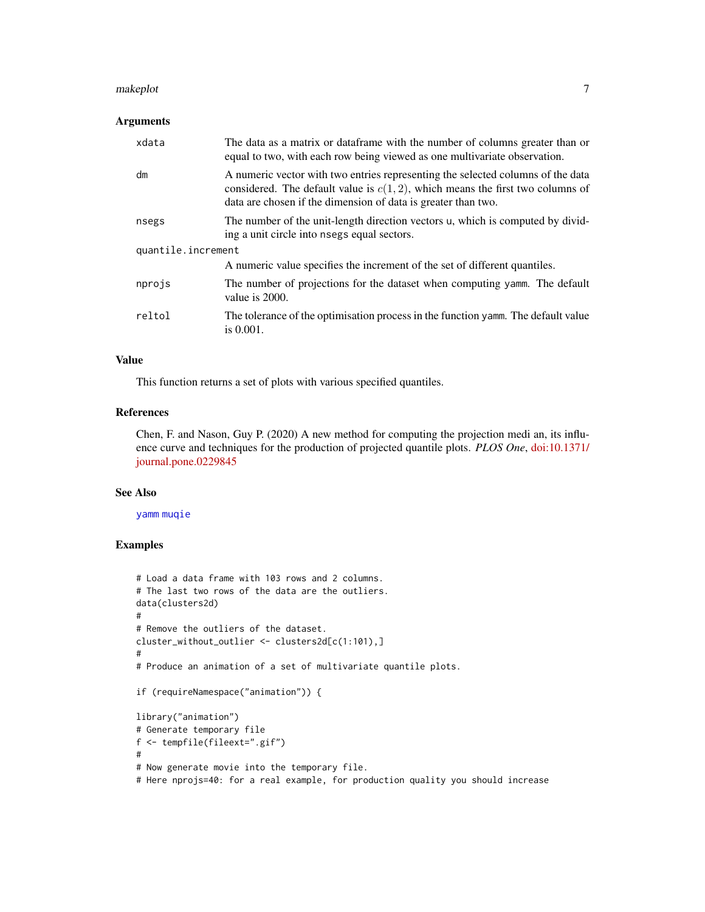### Arguments

| | |
|---|---|
| xdata | The data as a matrix or dataframe with the number of columns greater than or equal to two, with each row being viewed as one multivariate observation. |
| dm | A numeric vector with two entries representing the selected columns of the data considered. The default value is $c(1, 2)$, which means the first two columns of data are chosen if the dimension of data is greater than two. |
| nsegs | The number of the unit-length direction vectors u, which is computed by dividing a unit circle into nsegs equal sectors. |
| quantile.increment | A numeric value specifies the increment of the set of different quantiles. |
| nprojs | The number of projections for the dataset when computing yamm. The default value is 2000. |
| reltol | The tolerance of the optimisation process in the function yamm. The default value is 0.001. |

### Value

This function returns a set of plots with various specified quantiles.

### References

Chen, F. and Nason, Guy P. (2020) A new method for computing the projection medi an, its influence curve and techniques for the production of projected quantile plots. *PLOS One*, doi:10.1371/journal.pone.0229845

### See Also

yamm muqie

### Examples

```
# Load a data frame with 103 rows and 2 columns.
# The last two rows of the data are the outliers.
data(clusters2d)
#
# Remove the outliers of the dataset.
cluster_without_outlier <- clusters2d[c(1:101),]
#
# Produce an animation of a set of multivariate quantile plots.

if (requireNamespace("animation")) {

library("animation")
# Generate temporary file
f <- tempfile(fileext=".gif")
#
# Now generate movie into the temporary file.
# Here nprojs=40: for a real example, for production quality you should increase
```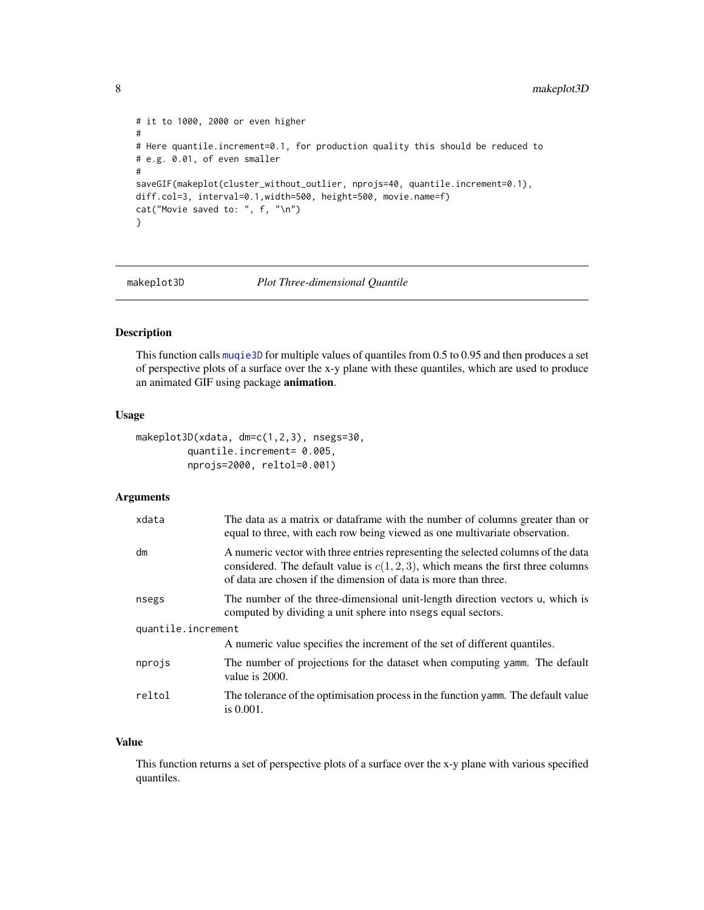```
# it to 1000, 2000 or even higher
#
# Here quantile.increment=0.1, for production quality this should be reduced to
# e.g. 0.01, of even smaller
#
saveGIF(makeplot(cluster_without_outlier, nprojs=40, quantile.increment=0.1),
diff.col=3, interval=0.1,width=500, height=500, movie.name=f)
cat("Movie saved to: ", f, "\n")
}
```

## makeplot3D — *Plot Three-dimensional Quantile*

### Description

This function calls muqie3D for multiple values of quantiles from 0.5 to 0.95 and then produces a set of perspective plots of a surface over the x-y plane with these quantiles, which are used to produce an animated GIF using package **animation**.

### Usage

```
makeplot3D(xdata, dm=c(1,2,3), nsegs=30,
        quantile.increment= 0.005,
        nprojs=2000, reltol=0.001)
```

### Arguments

| Argument | Description |
|---|---|
| xdata | The data as a matrix or dataframe with the number of columns greater than or equal to three, with each row being viewed as one multivariate observation. |
| dm | A numeric vector with three entries representing the selected columns of the data considered. The default value is $c(1, 2, 3)$, which means the first three columns of data are chosen if the dimension of data is more than three. |
| nsegs | The number of the three-dimensional unit-length direction vectors u, which is computed by dividing a unit sphere into nsegs equal sectors. |
| quantile.increment | A numeric value specifies the increment of the set of different quantiles. |
| nprojs | The number of projections for the dataset when computing yamm. The default value is 2000. |
| reltol | The tolerance of the optimisation process in the function yamm. The default value is 0.001. |

### Value

This function returns a set of perspective plots of a surface over the x-y plane with various specified quantiles.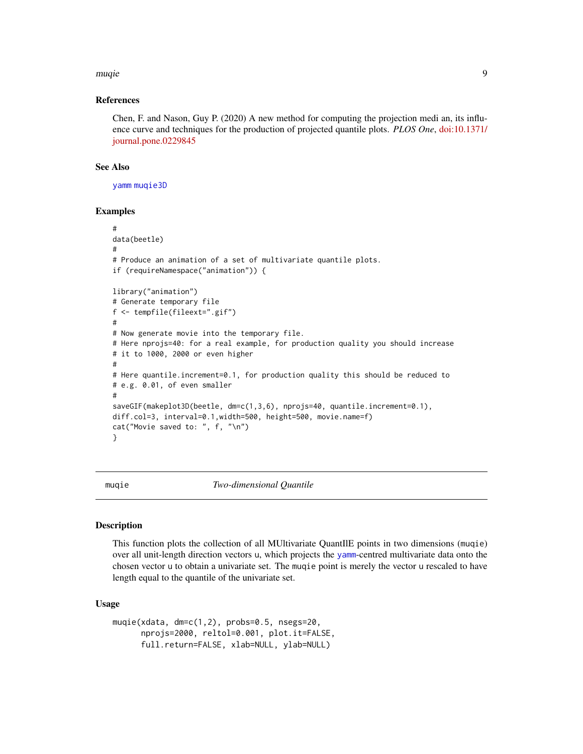### References

Chen, F. and Nason, Guy P. (2020) A new method for computing the projection medi an, its influence curve and techniques for the production of projected quantile plots. *PLOS One*, doi:10.1371/journal.pone.0229845

### See Also

`yamm` `muqie3D`

### Examples

```
#
data(beetle)
#
# Produce an animation of a set of multivariate quantile plots.
if (requireNamespace("animation")) {

library("animation")
# Generate temporary file
f <- tempfile(fileext=".gif")
#
# Now generate movie into the temporary file.
# Here nprojs=40: for a real example, for production quality you should increase
# it to 1000, 2000 or even higher
#
# Here quantile.increment=0.1, for production quality this should be reduced to
# e.g. 0.01, of even smaller
#
saveGIF(makeplot3D(beetle, dm=c(1,3,6), nprojs=40, quantile.increment=0.1),
diff.col=3, interval=0.1,width=500, height=500, movie.name=f)
cat("Movie saved to: ", f, "\n")
}
```

---

## muqie — *Two-dimensional Quantile*

### Description

This function plots the collection of all MUltivariate QuantIlE points in two dimensions (muqie) over all unit-length direction vectors u, which projects the yamm-centred multivariate data onto the chosen vector u to obtain a univariate set. The muqie point is merely the vector u rescaled to have length equal to the quantile of the univariate set.

### Usage

```
muqie(xdata, dm=c(1,2), probs=0.5, nsegs=20,
      nprojs=2000, reltol=0.001, plot.it=FALSE,
      full.return=FALSE, xlab=NULL, ylab=NULL)
```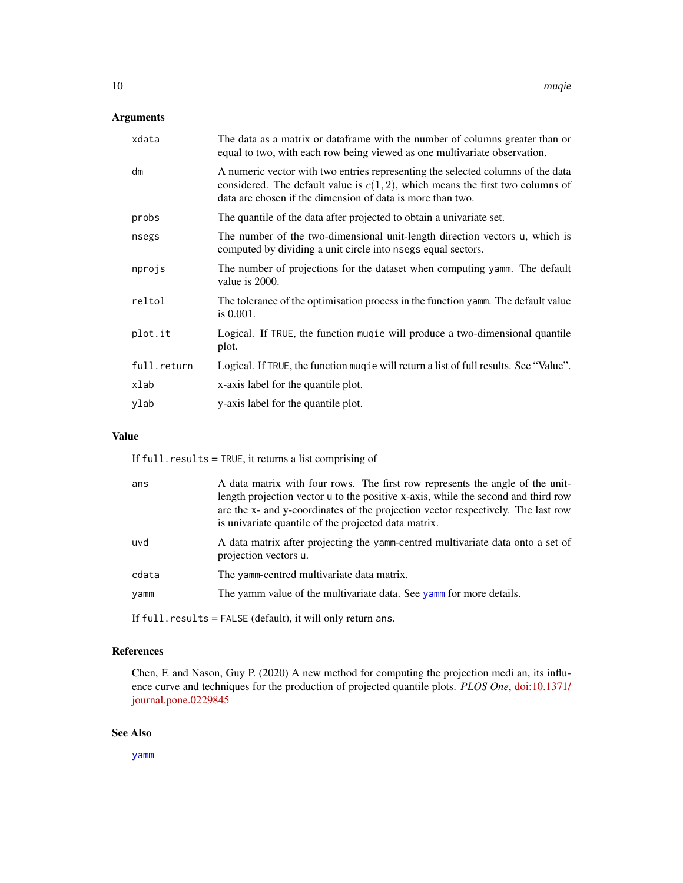## Arguments

| | |
|---|---|
| xdata | The data as a matrix or dataframe with the number of columns greater than or equal to two, with each row being viewed as one multivariate observation. |
| dm | A numeric vector with two entries representing the selected columns of the data considered. The default value is $c(1, 2)$, which means the first two columns of data are chosen if the dimension of data is more than two. |
| probs | The quantile of the data after projected to obtain a univariate set. |
| nsegs | The number of the two-dimensional unit-length direction vectors `u`, which is computed by dividing a unit circle into `nsegs` equal sectors. |
| nprojs | The number of projections for the dataset when computing `yamm`. The default value is 2000. |
| reltol | The tolerance of the optimisation process in the function `yamm`. The default value is 0.001. |
| plot.it | Logical. If `TRUE`, the function `muqie` will produce a two-dimensional quantile plot. |
| full.return | Logical. If `TRUE`, the function `muqie` will return a list of full results. See "Value". |
| xlab | x-axis label for the quantile plot. |
| ylab | y-axis label for the quantile plot. |

## Value

If `full.results` = `TRUE`, it returns a list comprising of

| | |
|---|---|
| ans | A data matrix with four rows. The first row represents the angle of the unit-length projection vector `u` to the positive x-axis, while the second and third row are the x- and y-coordinates of the projection vector respectively. The last row is univariate quantile of the projected data matrix. |
| uvd | A data matrix after projecting the `yamm`-centred multivariate data onto a set of projection vectors `u`. |
| cdata | The `yamm`-centred multivariate data matrix. |
| yamm | The yamm value of the multivariate data. See `yamm` for more details. |

If `full.results` = `FALSE` (default), it will only return `ans`.

## References

Chen, F. and Nason, Guy P. (2020) A new method for computing the projection medi an, its influence curve and techniques for the production of projected quantile plots. *PLOS One*, doi:10.1371/journal.pone.0229845

## See Also

`yamm`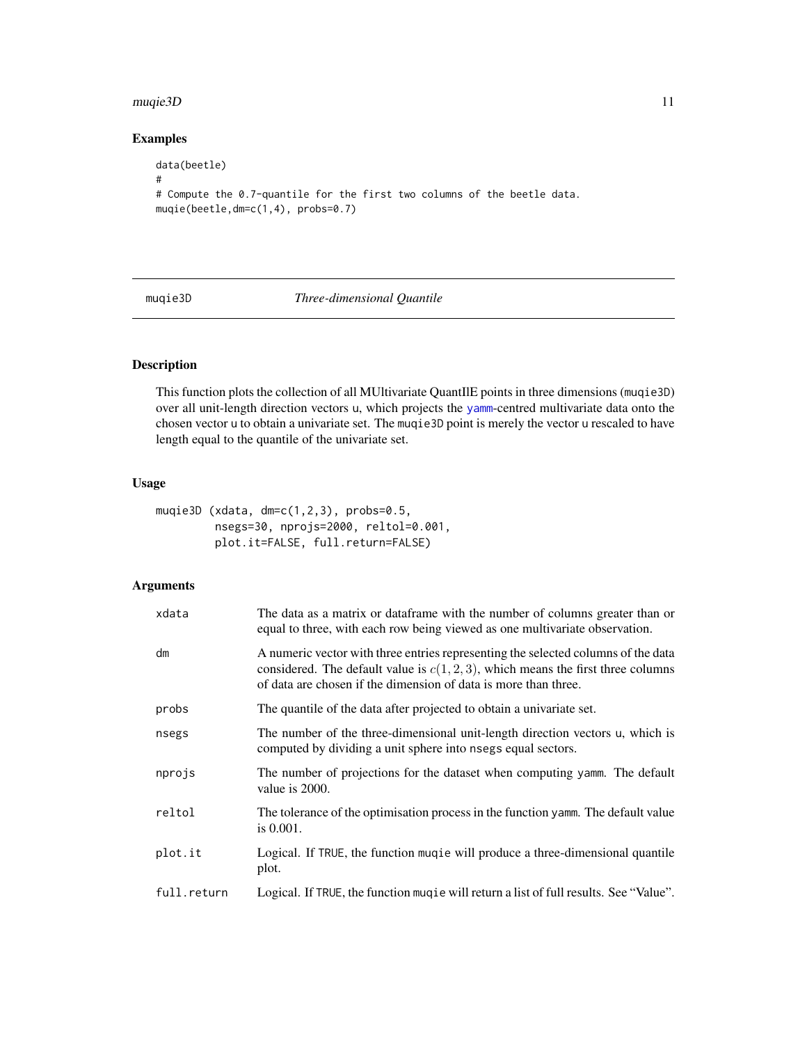## Examples

```
data(beetle)
#
# Compute the 0.7-quantile for the first two columns of the beetle data.
muqie(beetle,dm=c(1,4), probs=0.7)
```

---

# muqie3D — *Three-dimensional Quantile*

---

## Description

This function plots the collection of all MUltivariate QuantIlE points in three dimensions (muqie3D) over all unit-length direction vectors u, which projects the yamm-centred multivariate data onto the chosen vector u to obtain a univariate set. The muqie3D point is merely the vector u rescaled to have length equal to the quantile of the univariate set.

## Usage

```
muqie3D (xdata, dm=c(1,2,3), probs=0.5,
        nsegs=30, nprojs=2000, reltol=0.001,
        plot.it=FALSE, full.return=FALSE)
```

## Arguments

| | |
|---|---|
| xdata | The data as a matrix or dataframe with the number of columns greater than or equal to three, with each row being viewed as one multivariate observation. |
| dm | A numeric vector with three entries representing the selected columns of the data considered. The default value is $c(1, 2, 3)$, which means the first three columns of data are chosen if the dimension of data is more than three. |
| probs | The quantile of the data after projected to obtain a univariate set. |
| nsegs | The number of the three-dimensional unit-length direction vectors u, which is computed by dividing a unit sphere into nsegs equal sectors. |
| nprojs | The number of projections for the dataset when computing yamm. The default value is 2000. |
| reltol | The tolerance of the optimisation process in the function yamm. The default value is 0.001. |
| plot.it | Logical. If TRUE, the function muqie will produce a three-dimensional quantile plot. |
| full.return | Logical. If TRUE, the function muqie will return a list of full results. See "Value". |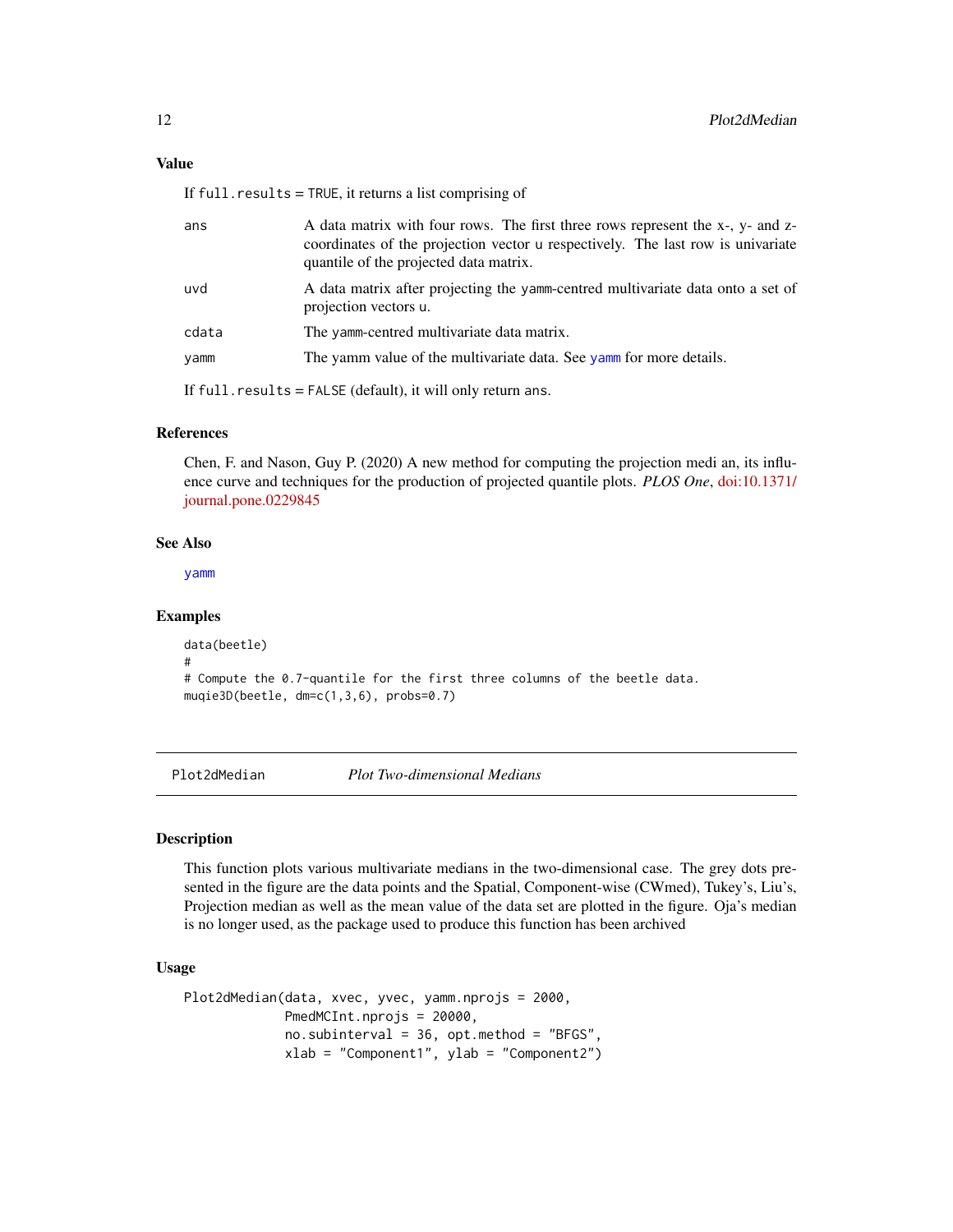### Value

If `full.results = TRUE`, it returns a list comprising of

- `ans`: A data matrix with four rows. The first three rows represent the x-, y- and z-coordinates of the projection vector `u` respectively. The last row is univariate quantile of the projected data matrix.
- `uvd`: A data matrix after projecting the `yamm`-centred multivariate data onto a set of projection vectors `u`.
- `cdata`: The `yamm`-centred multivariate data matrix.
- `yamm`: The yamm value of the multivariate data. See `yamm` for more details.

If `full.results = FALSE` (default), it will only return `ans`.

### References

Chen, F. and Nason, Guy P. (2020) A new method for computing the projection medi an, its influence curve and techniques for the production of projected quantile plots. *PLOS One*, doi:10.1371/journal.pone.0229845

### See Also

`yamm`

### Examples

```
data(beetle)
#
# Compute the 0.7-quantile for the first three columns of the beetle data.
muqie3D(beetle, dm=c(1,3,6), probs=0.7)
```

---

## Plot2dMedian *Plot Two-dimensional Medians*

### Description

This function plots various multivariate medians in the two-dimensional case. The grey dots presented in the figure are the data points and the Spatial, Component-wise (CWmed), Tukey's, Liu's, Projection median as well as the mean value of the data set are plotted in the figure. Oja's median is no longer used, as the package used to produce this function has been archived

### Usage

```
Plot2dMedian(data, xvec, yvec, yamm.nprojs = 2000,
             PmedMCInt.nprojs = 20000,
             no.subinterval = 36, opt.method = "BFGS",
             xlab = "Component1", ylab = "Component2")
```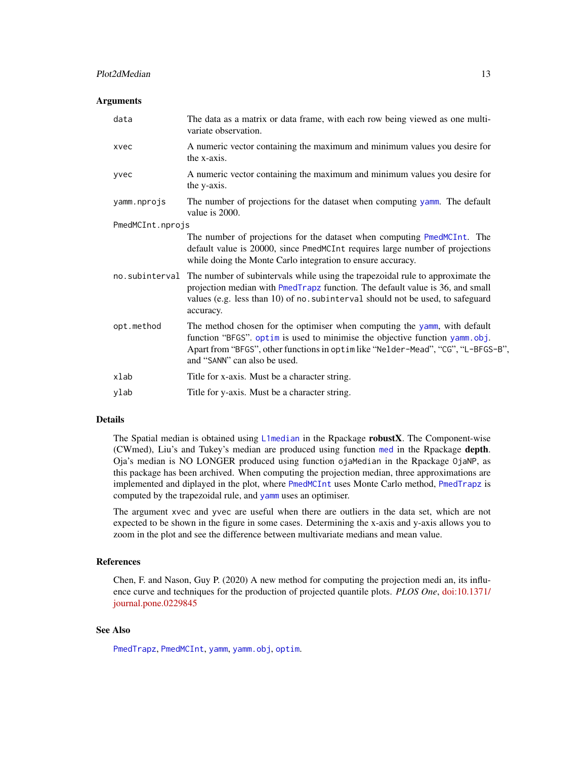### Arguments

| | |
|---|---|
| `data` | The data as a matrix or data frame, with each row being viewed as one multivariate observation. |
| `xvec` | A numeric vector containing the maximum and minimum values you desire for the x-axis. |
| `yvec` | A numeric vector containing the maximum and minimum values you desire for the y-axis. |
| `yamm.nprojs` | The number of projections for the dataset when computing `yamm`. The default value is 2000. |
| `PmedMCInt.nprojs` | The number of projections for the dataset when computing `PmedMCInt`. The default value is 20000, since `PmedMCInt` requires large number of projections while doing the Monte Carlo integration to ensure accuracy. |
| `no.subinterval` | The number of subintervals while using the trapezoidal rule to approximate the projection median with `PmedTrapz` function. The default value is 36, and small values (e.g. less than 10) of `no.subinterval` should not be used, to safeguard accuracy. |
| `opt.method` | The method chosen for the optimiser when computing the `yamm`, with default function "`BFGS`". `optim` is used to minimise the objective function `yamm.obj`. Apart from "`BFGS`", other functions in `optim` like "`Nelder-Mead`", "`CG`", "`L-BFGS-B`", and "`SANN`" can also be used. |
| `xlab` | Title for x-axis. Must be a character string. |
| `ylab` | Title for y-axis. Must be a character string. |

### Details

The Spatial median is obtained using `L1median` in the Rpackage **robustX**. The Component-wise (CWmed), Liu's and Tukey's median are produced using function `med` in the Rpackage **depth**. Oja's median is NO LONGER produced using function `ojaMedian` in the Rpackage `OjaNP`, as this package has been archived. When computing the projection median, three approximations are implemented and diplayed in the plot, where `PmedMCInt` uses Monte Carlo method, `PmedTrapz` is computed by the trapezoidal rule, and `yamm` uses an optimiser.

The argument `xvec` and `yvec` are useful when there are outliers in the data set, which are not expected to be shown in the figure in some cases. Determining the x-axis and y-axis allows you to zoom in the plot and see the difference between multivariate medians and mean value.

### References

Chen, F. and Nason, Guy P. (2020) A new method for computing the projection medi an, its influence curve and techniques for the production of projected quantile plots. *PLOS One*, doi:10.1371/journal.pone.0229845

### See Also

`PmedTrapz`, `PmedMCInt`, `yamm`, `yamm.obj`, `optim`.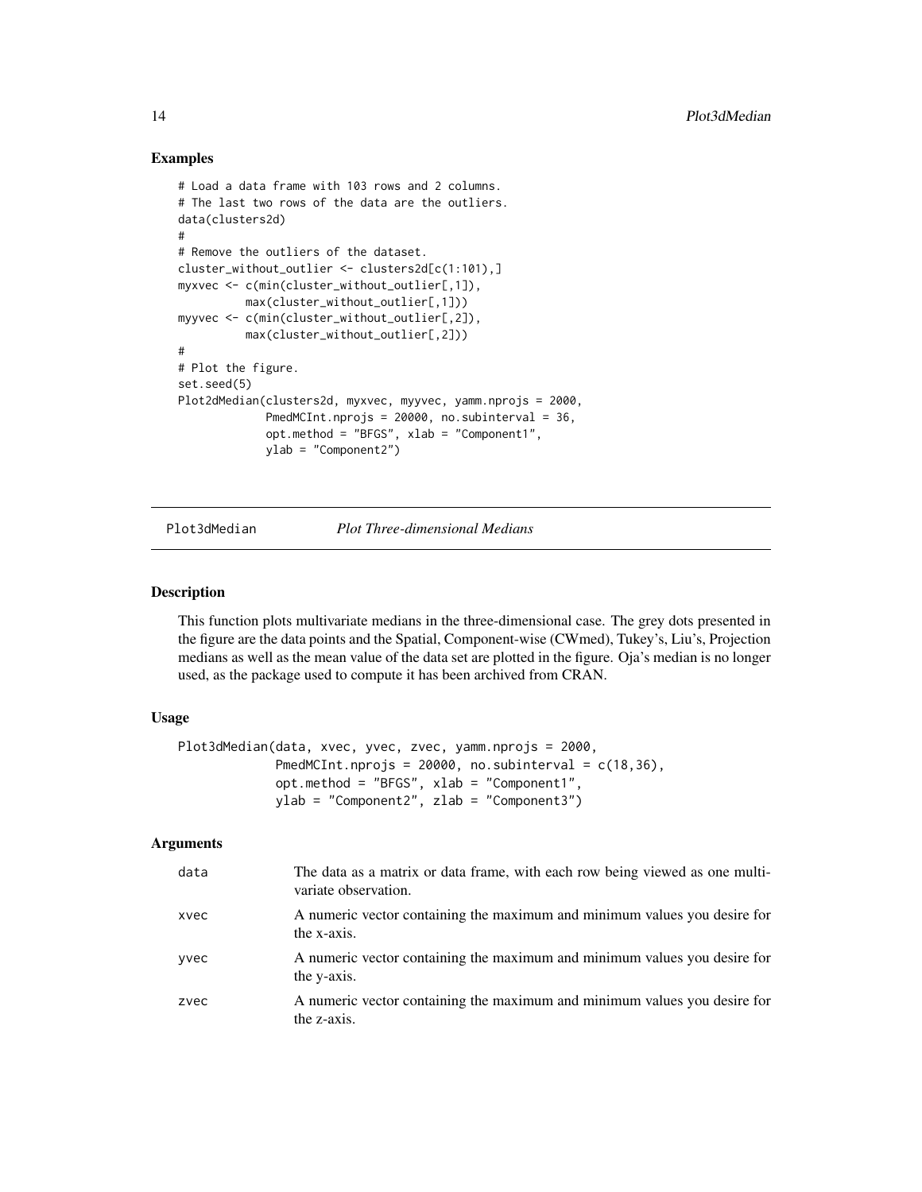### Examples

```
# Load a data frame with 103 rows and 2 columns.
# The last two rows of the data are the outliers.
data(clusters2d)
#
# Remove the outliers of the dataset.
cluster_without_outlier <- clusters2d[c(1:101),]
myxvec <- c(min(cluster_without_outlier[,1]),
          max(cluster_without_outlier[,1]))
myyvec <- c(min(cluster_without_outlier[,2]),
          max(cluster_without_outlier[,2]))
#
# Plot the figure.
set.seed(5)
Plot2dMedian(clusters2d, myxvec, myyvec, yamm.nprojs = 2000,
             PmedMCInt.nprojs = 20000, no.subinterval = 36,
             opt.method = "BFGS", xlab = "Component1",
             ylab = "Component2")
```

---

## Plot3dMedian — *Plot Three-dimensional Medians*

### Description

This function plots multivariate medians in the three-dimensional case. The grey dots presented in the figure are the data points and the Spatial, Component-wise (CWmed), Tukey's, Liu's, Projection medians as well as the mean value of the data set are plotted in the figure. Oja's median is no longer used, as the package used to compute it has been archived from CRAN.

### Usage

```
Plot3dMedian(data, xvec, yvec, zvec, yamm.nprojs = 2000,
             PmedMCInt.nprojs = 20000, no.subinterval = c(18,36),
             opt.method = "BFGS", xlab = "Component1",
             ylab = "Component2", zlab = "Component3")
```

### Arguments

| | |
|---|---|
| data | The data as a matrix or data frame, with each row being viewed as one multivariate observation. |
| xvec | A numeric vector containing the maximum and minimum values you desire for the x-axis. |
| yvec | A numeric vector containing the maximum and minimum values you desire for the y-axis. |
| zvec | A numeric vector containing the maximum and minimum values you desire for the z-axis. |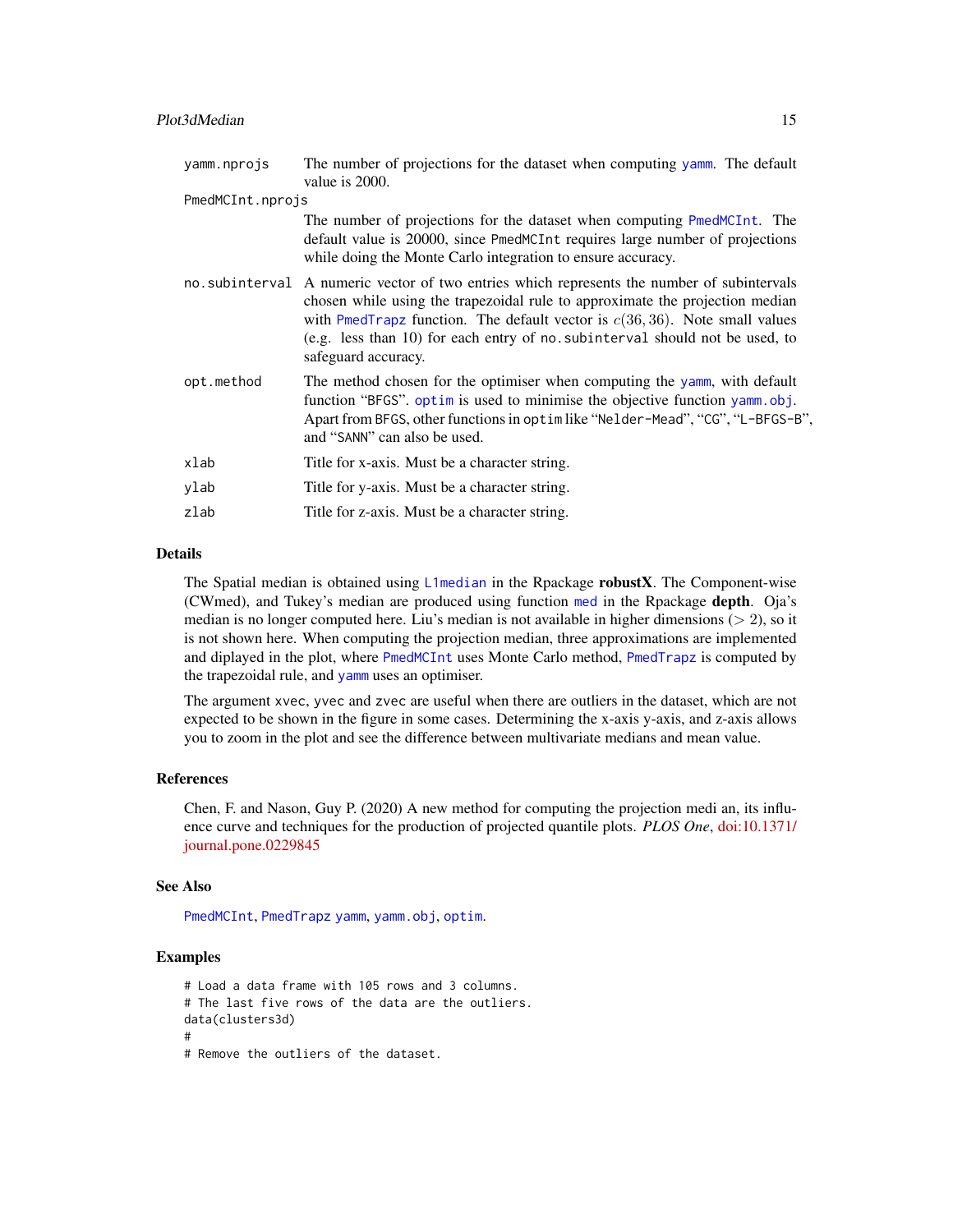| | |
|---|---|
| yamm.nprojs | The number of projections for the dataset when computing yamm. The default value is 2000. |
| PmedMCInt.nprojs | The number of projections for the dataset when computing PmedMCInt. The default value is 20000, since PmedMCInt requires large number of projections while doing the Monte Carlo integration to ensure accuracy. |
| no.subinterval | A numeric vector of two entries which represents the number of subintervals chosen while using the trapezoidal rule to approximate the projection median with PmedTrapz function. The default vector is $c(36, 36)$. Note small values (e.g. less than 10) for each entry of no.subinterval should not be used, to safeguard accuracy. |
| opt.method | The method chosen for the optimiser when computing the yamm, with default function "BFGS". optim is used to minimise the objective function yamm.obj. Apart from BFGS, other functions in optim like "Nelder-Mead", "CG", "L-BFGS-B", and "SANN" can also be used. |
| xlab | Title for x-axis. Must be a character string. |
| ylab | Title for y-axis. Must be a character string. |
| zlab | Title for z-axis. Must be a character string. |

## Details

The Spatial median is obtained using L1median in the Rpackage **robustX**. The Component-wise (CWmed), and Tukey's median are produced using function med in the Rpackage **depth**. Oja's median is no longer computed here. Liu's median is not available in higher dimensions ($> 2$), so it is not shown here. When computing the projection median, three approximations are implemented and diplayed in the plot, where PmedMCInt uses Monte Carlo method, PmedTrapz is computed by the trapezoidal rule, and yamm uses an optimiser.

The argument xvec, yvec and zvec are useful when there are outliers in the dataset, which are not expected to be shown in the figure in some cases. Determining the x-axis y-axis, and z-axis allows you to zoom in the plot and see the difference between multivariate medians and mean value.

## References

Chen, F. and Nason, Guy P. (2020) A new method for computing the projection medi an, its influence curve and techniques for the production of projected quantile plots. *PLOS One*, doi:10.1371/journal.pone.0229845

## See Also

PmedMCInt, PmedTrapz yamm, yamm.obj, optim.

## Examples

```
# Load a data frame with 105 rows and 3 columns.
# The last five rows of the data are the outliers.
data(clusters3d)
#
# Remove the outliers of the dataset.
```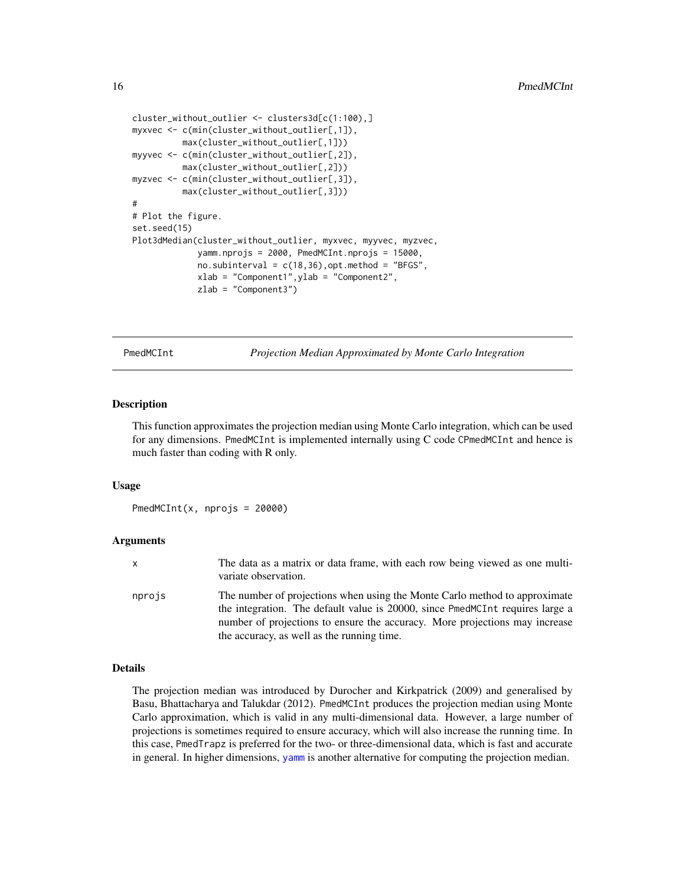```
cluster_without_outlier <- clusters3d[c(1:100),]
myxvec <- c(min(cluster_without_outlier[,1]),
          max(cluster_without_outlier[,1]))
myyvec <- c(min(cluster_without_outlier[,2]),
          max(cluster_without_outlier[,2]))
myzvec <- c(min(cluster_without_outlier[,3]),
          max(cluster_without_outlier[,3]))
#
# Plot the figure.
set.seed(15)
Plot3dMedian(cluster_without_outlier, myxvec, myyvec, myzvec,
             yamm.nprojs = 2000, PmedMCInt.nprojs = 15000,
             no.subinterval = c(18,36),opt.method = "BFGS",
             xlab = "Component1",ylab = "Component2",
             zlab = "Component3")
```

## PmedMCInt — *Projection Median Approximated by Monte Carlo Integration*

### Description

This function approximates the projection median using Monte Carlo integration, which can be used for any dimensions. PmedMCInt is implemented internally using C code CPmedMCInt and hence is much faster than coding with R only.

### Usage

```
PmedMCInt(x, nprojs = 20000)
```

### Arguments

| | |
|---|---|
| x | The data as a matrix or data frame, with each row being viewed as one multivariate observation. |
| nprojs | The number of projections when using the Monte Carlo method to approximate the integration. The default value is 20000, since PmedMCInt requires large a number of projections to ensure the accuracy. More projections may increase the accuracy, as well as the running time. |

### Details

The projection median was introduced by Durocher and Kirkpatrick (2009) and generalised by Basu, Bhattacharya and Talukdar (2012). PmedMCInt produces the projection median using Monte Carlo approximation, which is valid in any multi-dimensional data. However, a large number of projections is sometimes required to ensure accuracy, which will also increase the running time. In this case, PmedTrapz is preferred for the two- or three-dimensional data, which is fast and accurate in general. In higher dimensions, yamm is another alternative for computing the projection median.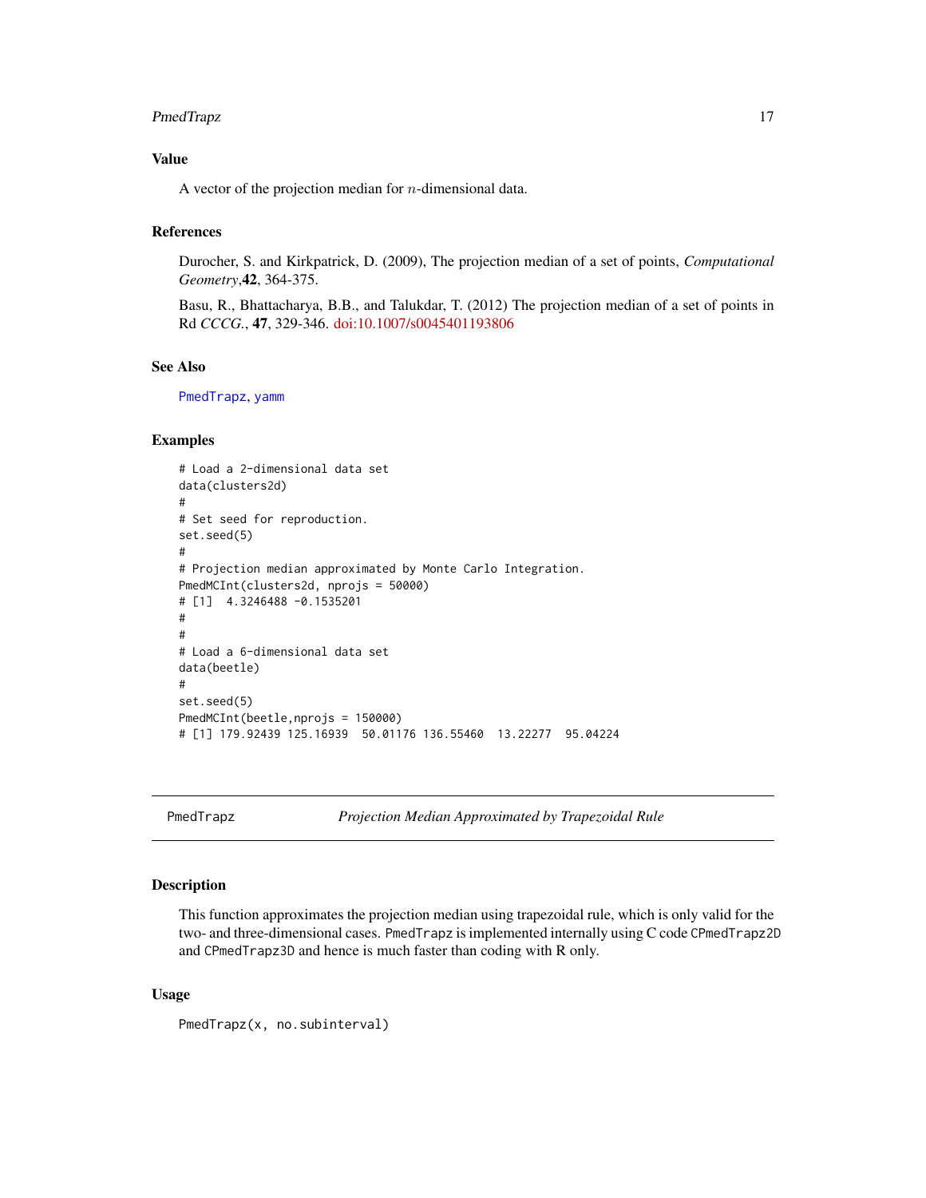## Value

A vector of the projection median for $n$-dimensional data.

## References

Durocher, S. and Kirkpatrick, D. (2009), The projection median of a set of points, *Computational Geometry*,**42**, 364-375.

Basu, R., Bhattacharya, B.B., and Talukdar, T. (2012) The projection median of a set of points in Rd *CCCG.*, **47**, 329-346. doi:10.1007/s0045401193806

## See Also

PmedTrapz, yamm

## Examples

```
# Load a 2-dimensional data set
data(clusters2d)
#
# Set seed for reproduction.
set.seed(5)
#
# Projection median approximated by Monte Carlo Integration.
PmedMCInt(clusters2d, nprojs = 50000)
# [1]  4.3246488 -0.1535201
#
#
# Load a 6-dimensional data set
data(beetle)
#
set.seed(5)
PmedMCInt(beetle,nprojs = 150000)
# [1] 179.92439 125.16939  50.01176 136.55460  13.22277  95.04224
```

---

# PmedTrapz — *Projection Median Approximated by Trapezoidal Rule*

## Description

This function approximates the projection median using trapezoidal rule, which is only valid for the two- and three-dimensional cases. `PmedTrapz` is implemented internally using C code `CPmedTrapz2D` and `CPmedTrapz3D` and hence is much faster than coding with R only.

## Usage

```
PmedTrapz(x, no.subinterval)
```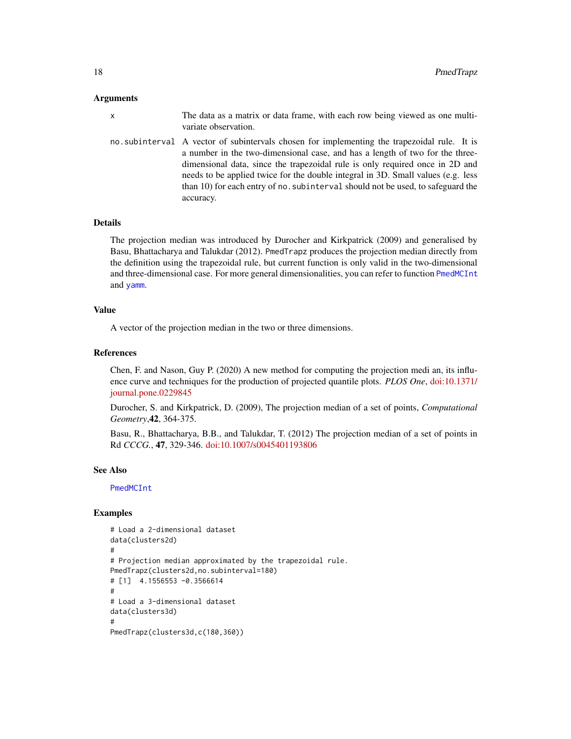### Arguments

- `x` — The data as a matrix or data frame, with each row being viewed as one multivariate observation.
- `no.subinterval` — A vector of subintervals chosen for implementing the trapezoidal rule. It is a number in the two-dimensional case, and has a length of two for the three-dimensional data, since the trapezoidal rule is only required once in 2D and needs to be applied twice for the double integral in 3D. Small values (e.g. less than 10) for each entry of `no.subinterval` should not be used, to safeguard the accuracy.

### Details

The projection median was introduced by Durocher and Kirkpatrick (2009) and generalised by Basu, Bhattacharya and Talukdar (2012). `PmedTrapz` produces the projection median directly from the definition using the trapezoidal rule, but current function is only valid in the two-dimensional and three-dimensional case. For more general dimensionalities, you can refer to function `PmedMCInt` and `yamm`.

### Value

A vector of the projection median in the two or three dimensions.

### References

Chen, F. and Nason, Guy P. (2020) A new method for computing the projection medi an, its influence curve and techniques for the production of projected quantile plots. *PLOS One*, doi:10.1371/journal.pone.0229845

Durocher, S. and Kirkpatrick, D. (2009), The projection median of a set of points, *Computational Geometry*,**42**, 364-375.

Basu, R., Bhattacharya, B.B., and Talukdar, T. (2012) The projection median of a set of points in Rd *CCCG.*, **47**, 329-346. doi:10.1007/s0045401193806

### See Also

`PmedMCInt`

### Examples

```
# Load a 2-dimensional dataset
data(clusters2d)
#
# Projection median approximated by the trapezoidal rule.
PmedTrapz(clusters2d,no.subinterval=180)
# [1]  4.1556553 -0.3566614
#
# Load a 3-dimensional dataset
data(clusters3d)
#
PmedTrapz(clusters3d,c(180,360))
```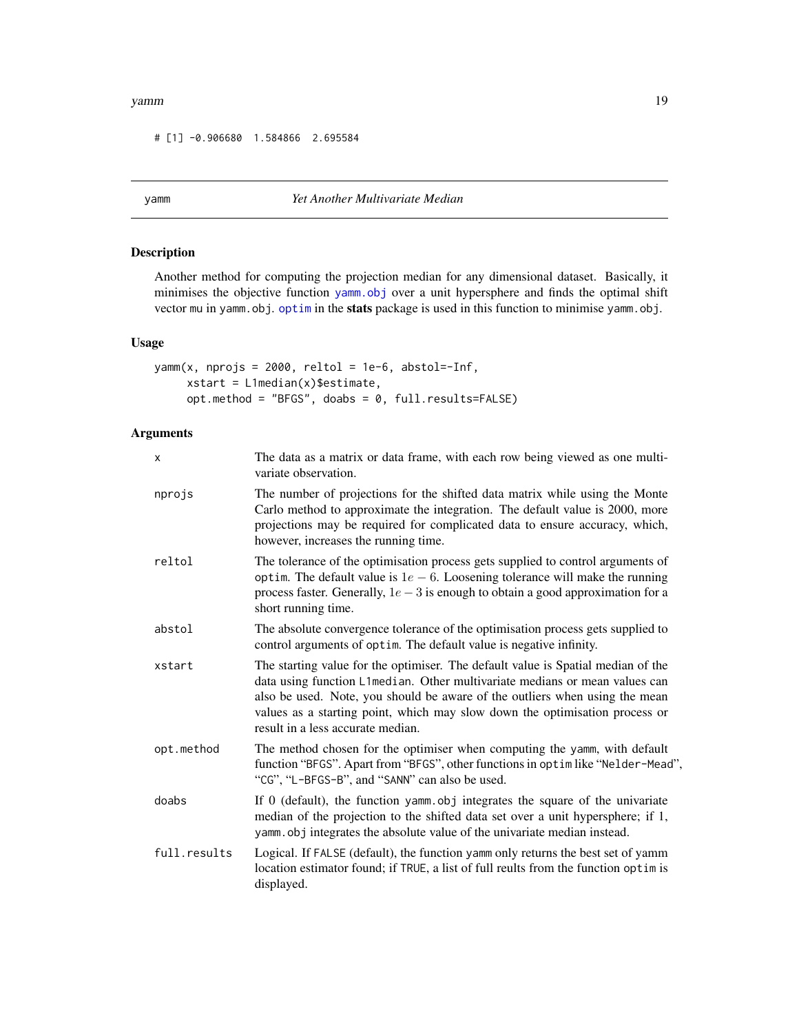```
# [1] -0.906680  1.584866  2.695584
```

## yamm — *Yet Another Multivariate Median*

### Description

Another method for computing the projection median for any dimensional dataset. Basically, it minimises the objective function `yamm.obj` over a unit hypersphere and finds the optimal shift vector `mu` in `yamm.obj`. `optim` in the **stats** package is used in this function to minimise `yamm.obj`.

### Usage

```
yamm(x, nprojs = 2000, reltol = 1e-6, abstol=-Inf,
     xstart = L1median(x)$estimate,
     opt.method = "BFGS", doabs = 0, full.results=FALSE)
```

### Arguments

| Argument | Description |
|---|---|
| `x` | The data as a matrix or data frame, with each row being viewed as one multivariate observation. |
| `nprojs` | The number of projections for the shifted data matrix while using the Monte Carlo method to approximate the integration. The default value is 2000, more projections may be required for complicated data to ensure accuracy, which, however, increases the running time. |
| `reltol` | The tolerance of the optimisation process gets supplied to control arguments of `optim`. The default value is $1e-6$. Loosening tolerance will make the running process faster. Generally, $1e-3$ is enough to obtain a good approximation for a short running time. |
| `abstol` | The absolute convergence tolerance of the optimisation process gets supplied to control arguments of `optim`. The default value is negative infinity. |
| `xstart` | The starting value for the optimiser. The default value is Spatial median of the data using function `L1median`. Other multivariate medians or mean values can also be used. Note, you should be aware of the outliers when using the mean values as a starting point, which may slow down the optimisation process or result in a less accurate median. |
| `opt.method` | The method chosen for the optimiser when computing the `yamm`, with default function "`BFGS`". Apart from "`BFGS`", other functions in `optim` like "`Nelder-Mead`", "`CG`", "`L-BFGS-B`", and "`SANN`" can also be used. |
| `doabs` | If 0 (default), the function `yamm.obj` integrates the square of the univariate median of the projection to the shifted data set over a unit hypersphere; if 1, `yamm.obj` integrates the absolute value of the univariate median instead. |
| `full.results` | Logical. If `FALSE` (default), the function `yamm` only returns the best set of yamm location estimator found; if `TRUE`, a list of full reults from the function `optim` is displayed. |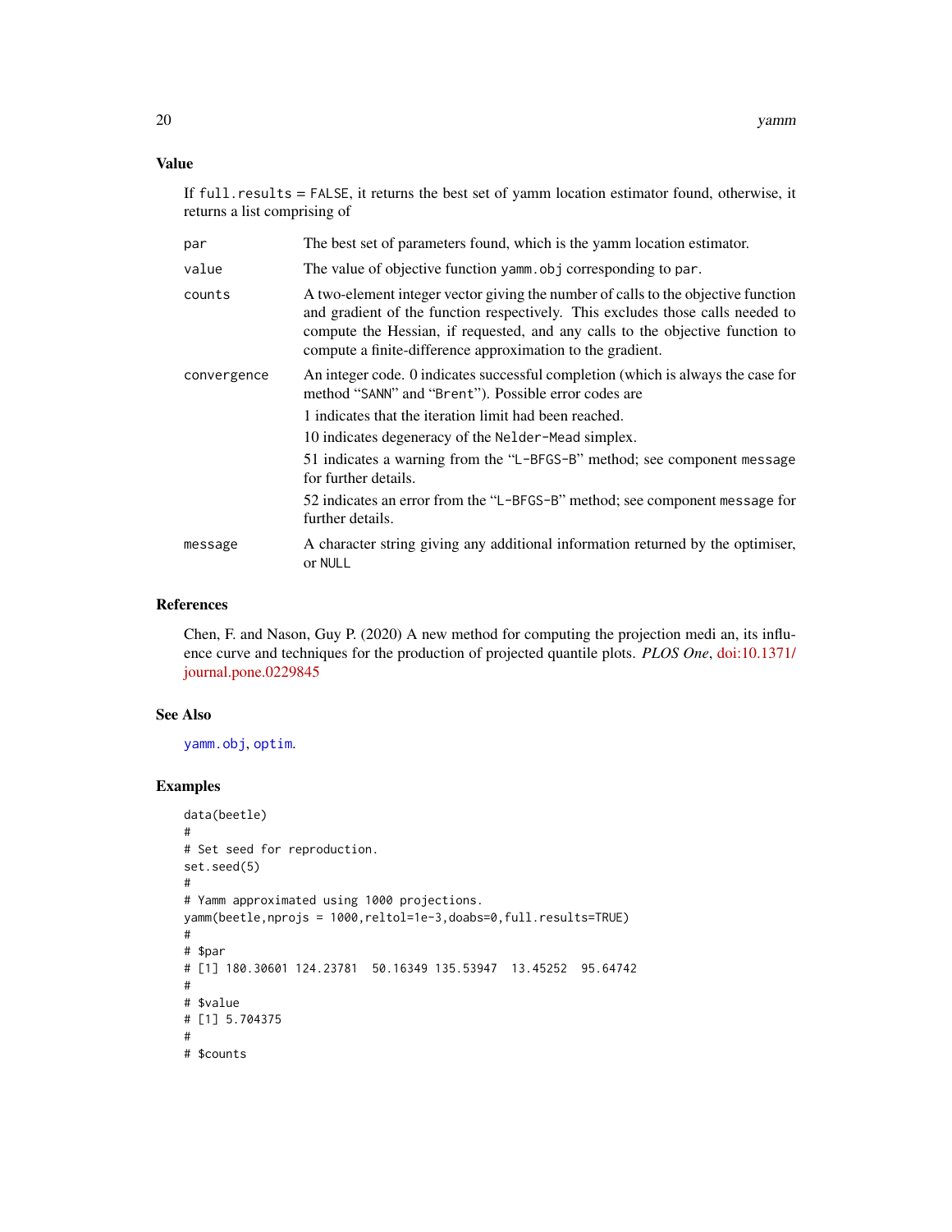## Value

If `full.results = FALSE`, it returns the best set of yamm location estimator found, otherwise, it returns a list comprising of

| | |
|---|---|
| `par` | The best set of parameters found, which is the yamm location estimator. |
| `value` | The value of objective function `yamm.obj` corresponding to `par`. |
| `counts` | A two-element integer vector giving the number of calls to the objective function and gradient of the function respectively. This excludes those calls needed to compute the Hessian, if requested, and any calls to the objective function to compute a finite-difference approximation to the gradient. |
| `convergence` | An integer code. 0 indicates successful completion (which is always the case for method "SANN" and "Brent"). Possible error codes are<br>1 indicates that the iteration limit had been reached.<br>10 indicates degeneracy of the `Nelder-Mead` simplex.<br>51 indicates a warning from the "L-BFGS-B" method; see component `message` for further details.<br>52 indicates an error from the "L-BFGS-B" method; see component `message` for further details. |
| `message` | A character string giving any additional information returned by the optimiser, or `NULL` |

## References

Chen, F. and Nason, Guy P. (2020) A new method for computing the projection medi an, its influence curve and techniques for the production of projected quantile plots. *PLOS One*, doi:10.1371/journal.pone.0229845

## See Also

`yamm.obj`, `optim`.

## Examples

```
data(beetle)
#
# Set seed for reproduction.
set.seed(5)
#
# Yamm approximated using 1000 projections.
yamm(beetle,nprojs = 1000,reltol=1e-3,doabs=0,full.results=TRUE)
#
# $par
# [1] 180.30601 124.23781  50.16349 135.53947  13.45252  95.64742
#
# $value
# [1] 5.704375
#
# $counts
```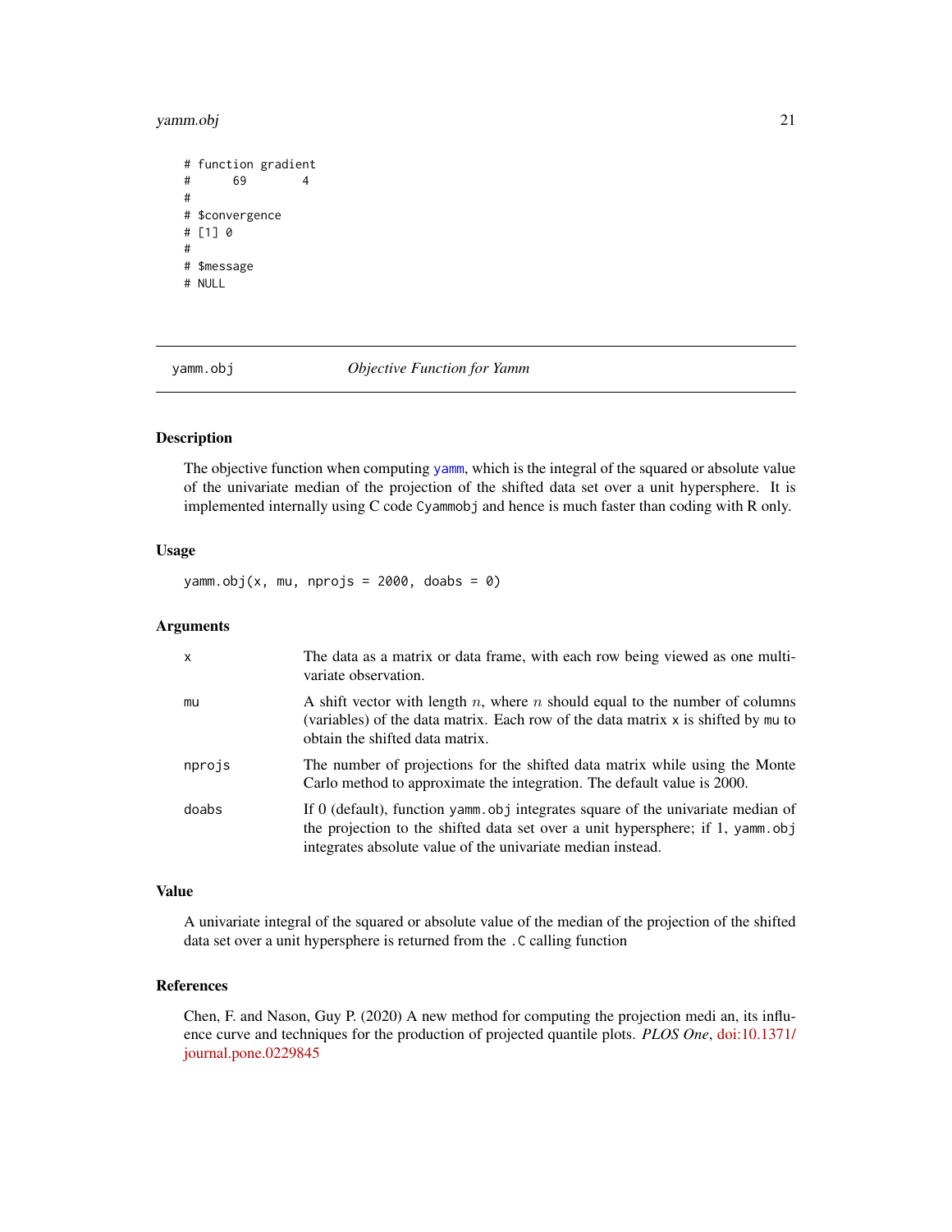```
# function gradient
#      69        4
#
# $convergence
# [1] 0
#
# $message
# NULL
```

## yamm.obj — *Objective Function for Yamm*

### Description

The objective function when computing yamm, which is the integral of the squared or absolute value of the univariate median of the projection of the shifted data set over a unit hypersphere. It is implemented internally using C code Cyammobj and hence is much faster than coding with R only.

### Usage

```
yamm.obj(x, mu, nprojs = 2000, doabs = 0)
```

### Arguments

| | |
|---|---|
| x | The data as a matrix or data frame, with each row being viewed as one multivariate observation. |
| mu | A shift vector with length $n$, where $n$ should equal to the number of columns (variables) of the data matrix. Each row of the data matrix x is shifted by mu to obtain the shifted data matrix. |
| nprojs | The number of projections for the shifted data matrix while using the Monte Carlo method to approximate the integration. The default value is 2000. |
| doabs | If 0 (default), function yamm.obj integrates square of the univariate median of the projection to the shifted data set over a unit hypersphere; if 1, yamm.obj integrates absolute value of the univariate median instead. |

### Value

A univariate integral of the squared or absolute value of the median of the projection of the shifted data set over a unit hypersphere is returned from the .C calling function

### References

Chen, F. and Nason, Guy P. (2020) A new method for computing the projection medi an, its influence curve and techniques for the production of projected quantile plots. *PLOS One*, doi:10.1371/journal.pone.0229845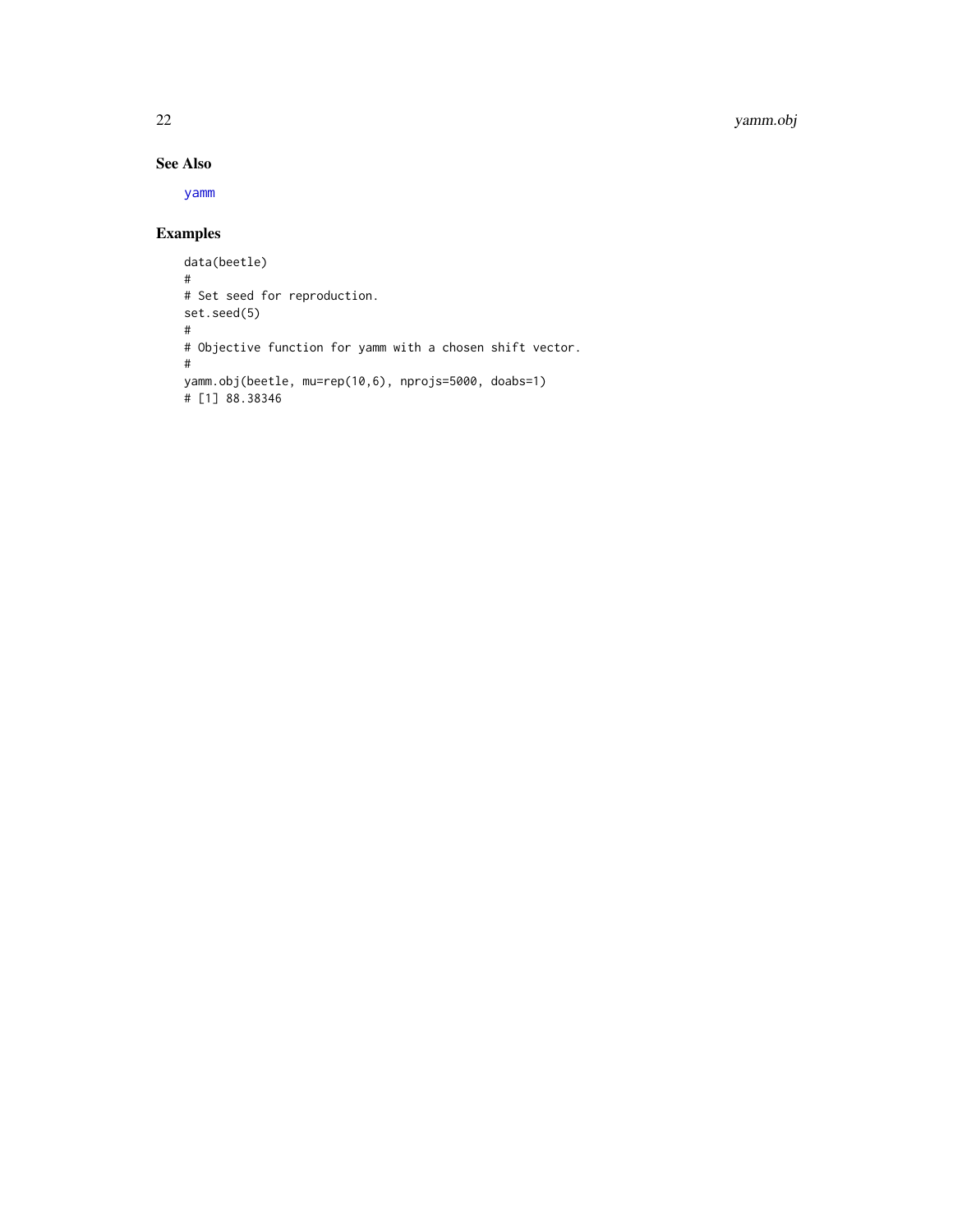## See Also

yamm

## Examples

```
data(beetle)
#
# Set seed for reproduction.
set.seed(5)
#
# Objective function for yamm with a chosen shift vector.
#
yamm.obj(beetle, mu=rep(10,6), nprojs=5000, doabs=1)
# [1] 88.38346
```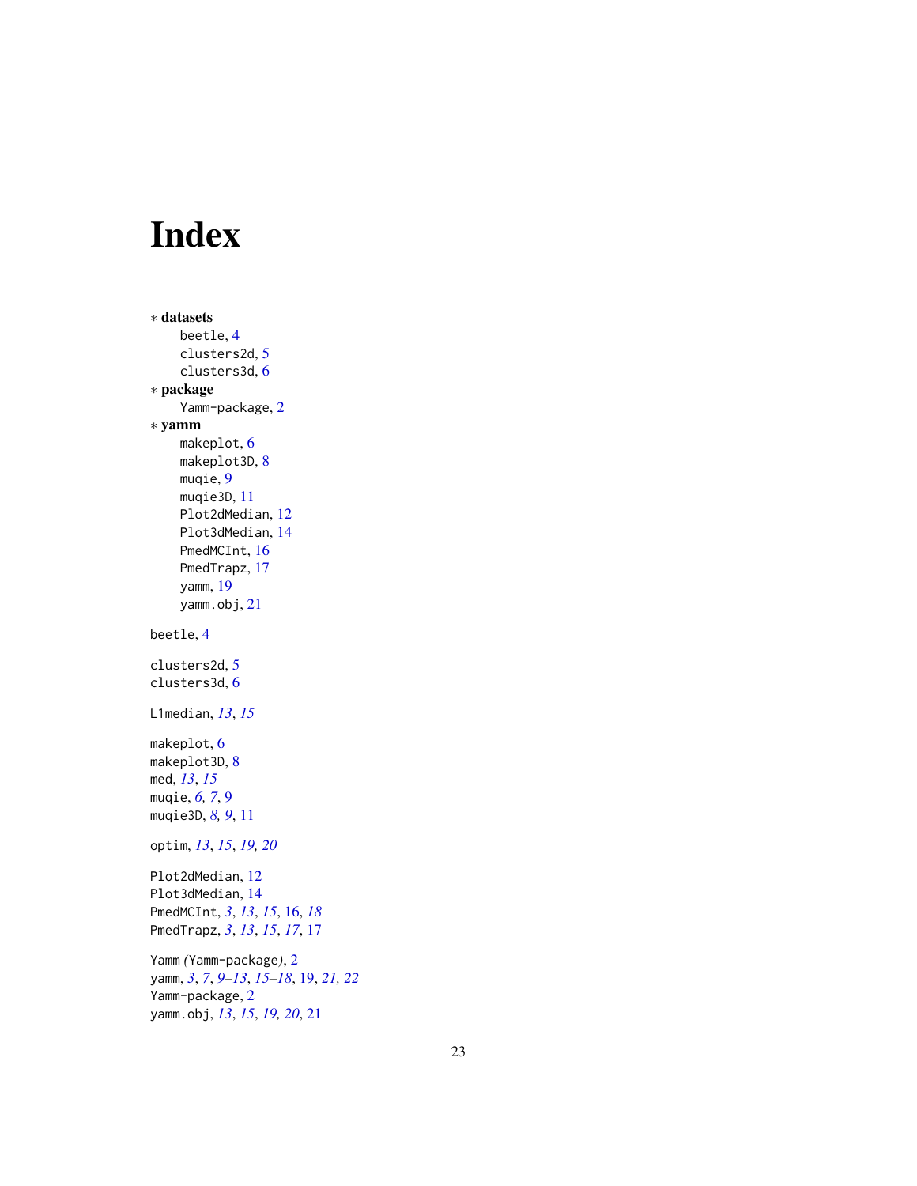# Index

* **datasets**
  - beetle, 4
  - clusters2d, 5
  - clusters3d, 6

* **package**
  - Yamm-package, 2

* **yamm**
  - makeplot, 6
  - makeplot3D, 8
  - muqie, 9
  - muqie3D, 11
  - Plot2dMedian, 12
  - Plot3dMedian, 14
  - PmedMCInt, 16
  - PmedTrapz, 17
  - yamm, 19
  - yamm.obj, 21

beetle, 4

clusters2d, 5
clusters3d, 6

L1median, *13*, *15*

makeplot, 6
makeplot3D, 8
med, *13*, *15*
muqie, *6, 7*, 9
muqie3D, *8, 9*, 11

optim, *13*, *15*, *19, 20*

Plot2dMedian, 12
Plot3dMedian, 14
PmedMCInt, *3*, *13*, *15*, 16, *18*
PmedTrapz, *3*, *13*, *15*, *17*, 17

Yamm *(*Yamm-package*)*, 2
yamm, *3*, *7*, *9–13*, *15–18*, 19, *21, 22*
Yamm-package, 2
yamm.obj, *13*, *15*, *19, 20*, 21